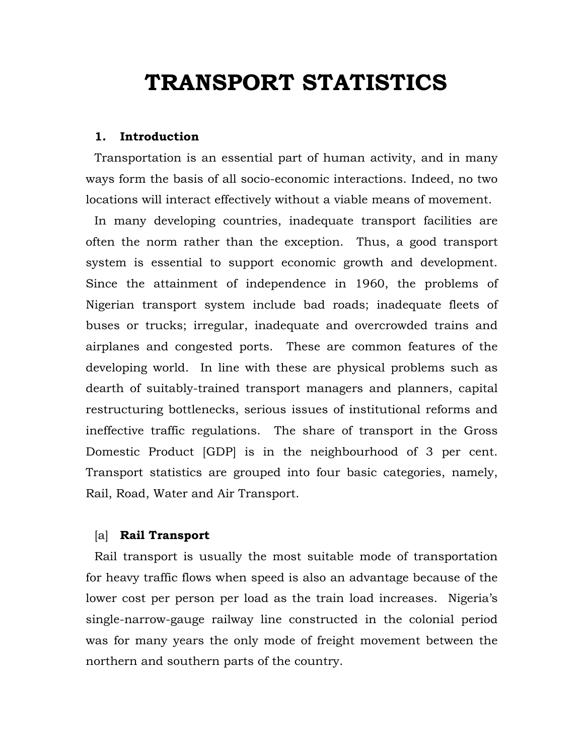# TRANSPORT STATISTICS

## 1. Introduction

Transportation is an essential part of human activity, and in many ways form the basis of all socio-economic interactions. Indeed, no two locations will interact effectively without a viable means of movement.

In many developing countries, inadequate transport facilities are often the norm rather than the exception. Thus, a good transport system is essential to support economic growth and development. Since the attainment of independence in 1960, the problems of Nigerian transport system include bad roads; inadequate fleets of buses or trucks; irregular, inadequate and overcrowded trains and airplanes and congested ports. These are common features of the developing world. In line with these are physical problems such as dearth of suitably-trained transport managers and planners, capital restructuring bottlenecks, serious issues of institutional reforms and ineffective traffic regulations. The share of transport in the Gross Domestic Product [GDP] is in the neighbourhood of 3 per cent. Transport statistics are grouped into four basic categories, namely, Rail, Road, Water and Air Transport.

### [a] Rail Transport

Rail transport is usually the most suitable mode of transportation for heavy traffic flows when speed is also an advantage because of the lower cost per person per load as the train load increases. Nigeria's single-narrow-gauge railway line constructed in the colonial period was for many years the only mode of freight movement between the northern and southern parts of the country.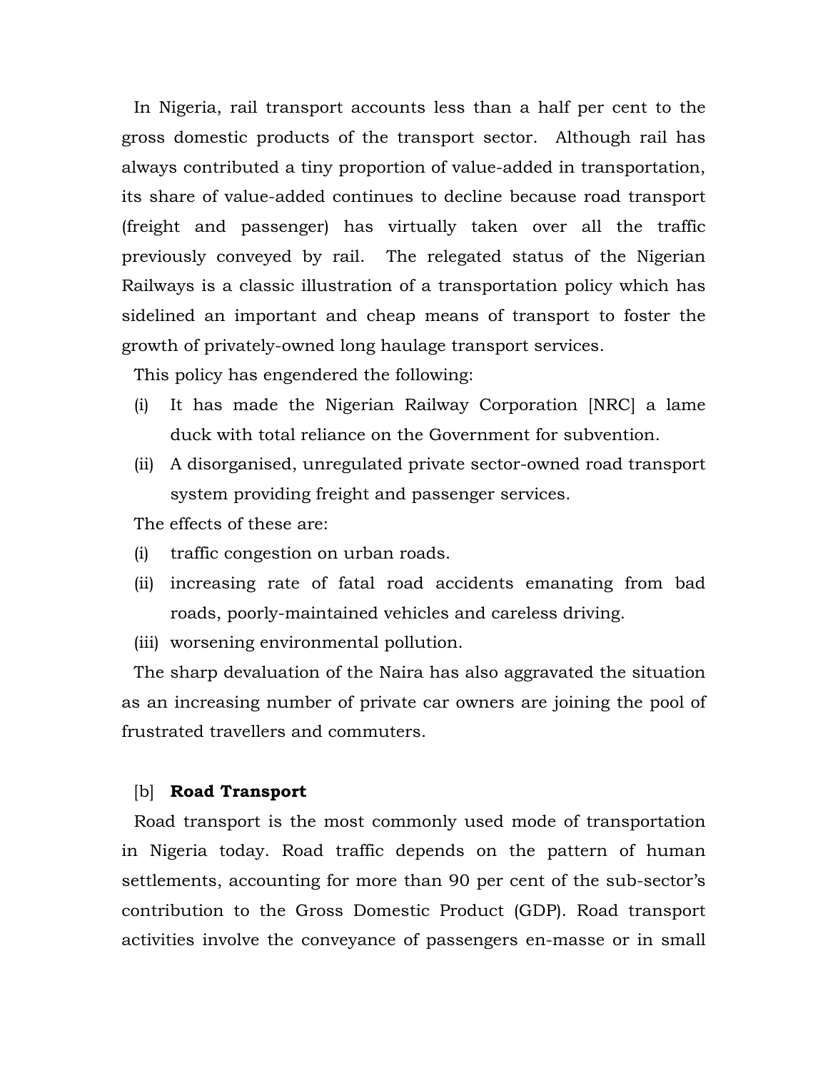In Nigeria, rail transport accounts less than a half per cent to the gross domestic products of the transport sector. Although rail has always contributed a tiny proportion of value-added in transportation, its share of value-added continues to decline because road transport (freight and passenger) has virtually taken over all the traffic previously conveyed by rail. The relegated status of the Nigerian Railways is a classic illustration of a transportation policy which has sidelined an important and cheap means of transport to foster the growth of privately-owned long haulage transport services.

This policy has engendered the following:

(i) It has made the Nigerian Railway Corporation [NRC] a lame duck with total reliance on the Government for subvention.

(ii) A disorganised, unregulated private sector-owned road transport system providing freight and passenger services.

The effects of these are:

(i) traffic congestion on urban roads.

(ii) increasing rate of fatal road accidents emanating from bad roads, poorly-maintained vehicles and careless driving.

(iii) worsening environmental pollution.

The sharp devaluation of the Naira has also aggravated the situation as an increasing number of private car owners are joining the pool of frustrated travellers and commuters.

[b] **Road Transport**

Road transport is the most commonly used mode of transportation in Nigeria today. Road traffic depends on the pattern of human settlements, accounting for more than 90 per cent of the sub-sector's contribution to the Gross Domestic Product (GDP). Road transport activities involve the conveyance of passengers en-masse or in small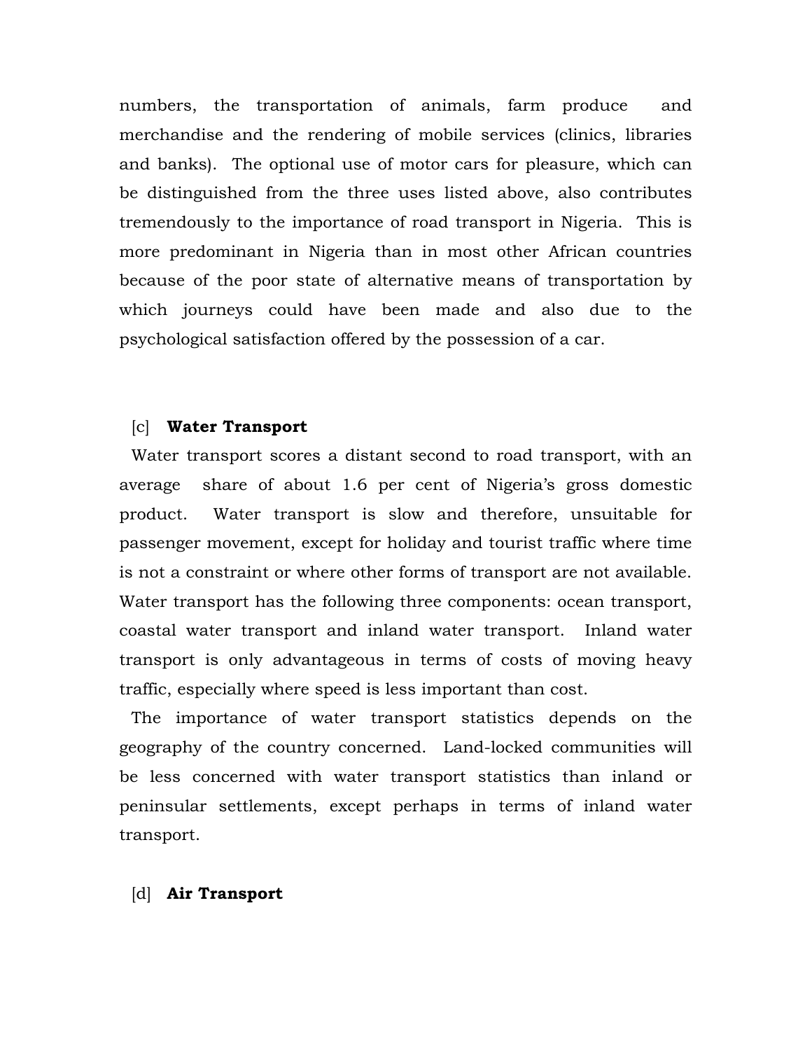numbers, the transportation of animals, farm produce and merchandise and the rendering of mobile services (clinics, libraries and banks). The optional use of motor cars for pleasure, which can be distinguished from the three uses listed above, also contributes tremendously to the importance of road transport in Nigeria. This is more predominant in Nigeria than in most other African countries because of the poor state of alternative means of transportation by which journeys could have been made and also due to the psychological satisfaction offered by the possession of a car.

### [c] **Water Transport**

Water transport scores a distant second to road transport, with an average share of about 1.6 per cent of Nigeria's gross domestic product. Water transport is slow and therefore, unsuitable for passenger movement, except for holiday and tourist traffic where time is not a constraint or where other forms of transport are not available. Water transport has the following three components: ocean transport, coastal water transport and inland water transport. Inland water transport is only advantageous in terms of costs of moving heavy traffic, especially where speed is less important than cost.

The importance of water transport statistics depends on the geography of the country concerned. Land-locked communities will be less concerned with water transport statistics than inland or peninsular settlements, except perhaps in terms of inland water transport.

### [d] **Air Transport**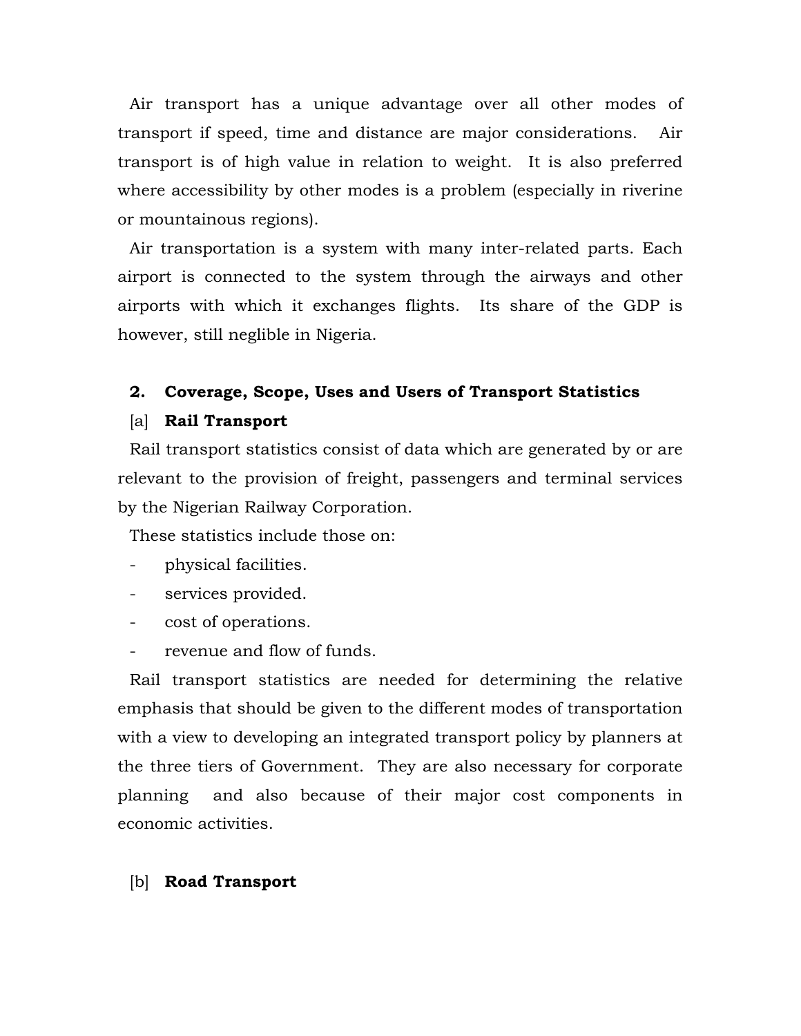Air transport has a unique advantage over all other modes of transport if speed, time and distance are major considerations. Air transport is of high value in relation to weight. It is also preferred where accessibility by other modes is a problem (especially in riverine or mountainous regions).

Air transportation is a system with many inter-related parts. Each airport is connected to the system through the airways and other airports with which it exchanges flights. Its share of the GDP is however, still neglible in Nigeria.

## 2. Coverage, Scope, Uses and Users of Transport Statistics

### [a] Rail Transport

Rail transport statistics consist of data which are generated by or are relevant to the provision of freight, passengers and terminal services by the Nigerian Railway Corporation.

These statistics include those on:

- physical facilities.
- services provided.
- cost of operations.
- revenue and flow of funds.

Rail transport statistics are needed for determining the relative emphasis that should be given to the different modes of transportation with a view to developing an integrated transport policy by planners at the three tiers of Government. They are also necessary for corporate planning and also because of their major cost components in economic activities.

### [b] Road Transport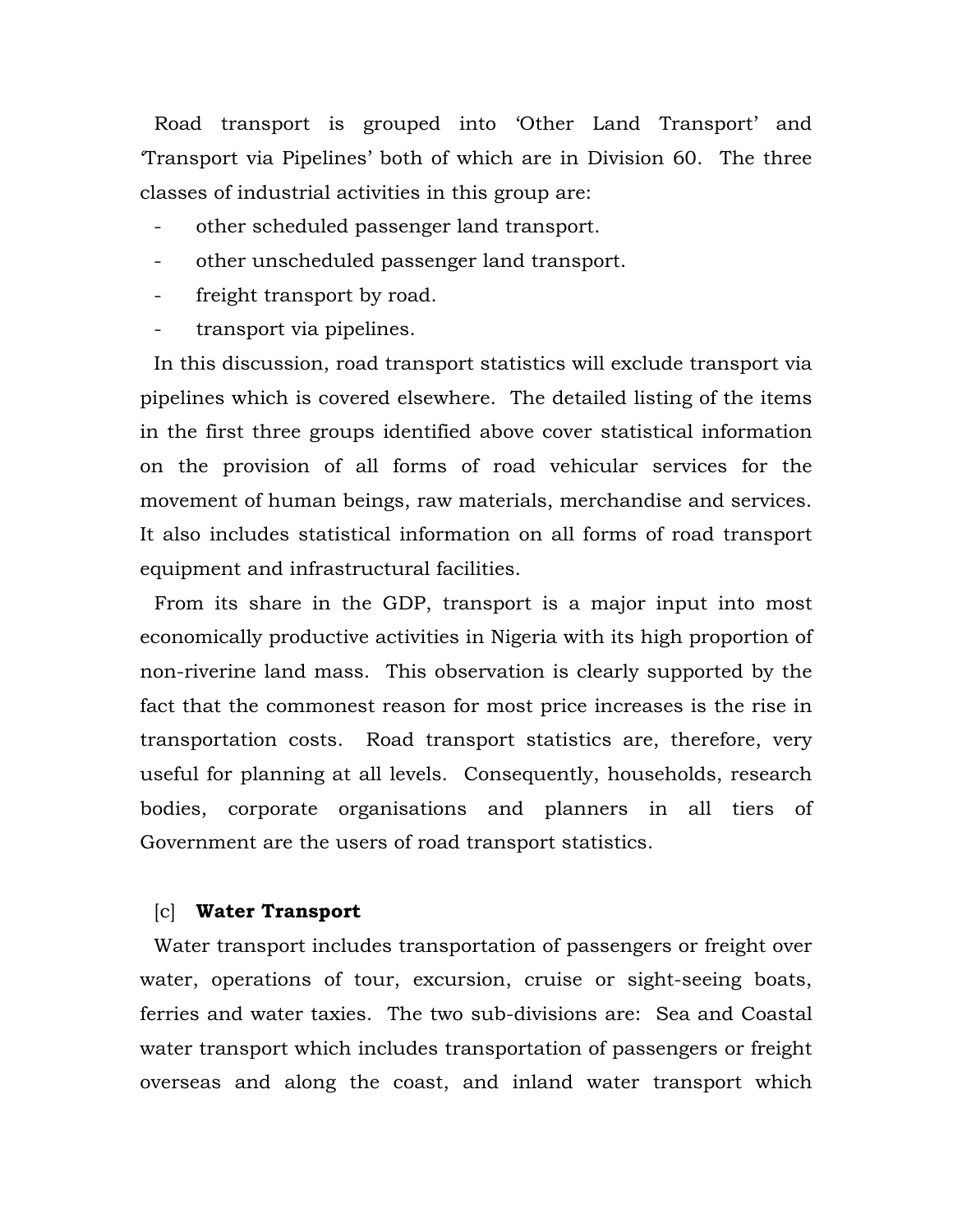Road transport is grouped into 'Other Land Transport' and 'Transport via Pipelines' both of which are in Division 60. The three classes of industrial activities in this group are:

- other scheduled passenger land transport.
- other unscheduled passenger land transport.
- freight transport by road.
- transport via pipelines.

In this discussion, road transport statistics will exclude transport via pipelines which is covered elsewhere. The detailed listing of the items in the first three groups identified above cover statistical information on the provision of all forms of road vehicular services for the movement of human beings, raw materials, merchandise and services. It also includes statistical information on all forms of road transport equipment and infrastructural facilities.

From its share in the GDP, transport is a major input into most economically productive activities in Nigeria with its high proportion of non-riverine land mass. This observation is clearly supported by the fact that the commonest reason for most price increases is the rise in transportation costs. Road transport statistics are, therefore, very useful for planning at all levels. Consequently, households, research bodies, corporate organisations and planners in all tiers of Government are the users of road transport statistics.

[c] **Water Transport**

Water transport includes transportation of passengers or freight over water, operations of tour, excursion, cruise or sight-seeing boats, ferries and water taxies. The two sub-divisions are: Sea and Coastal water transport which includes transportation of passengers or freight overseas and along the coast, and inland water transport which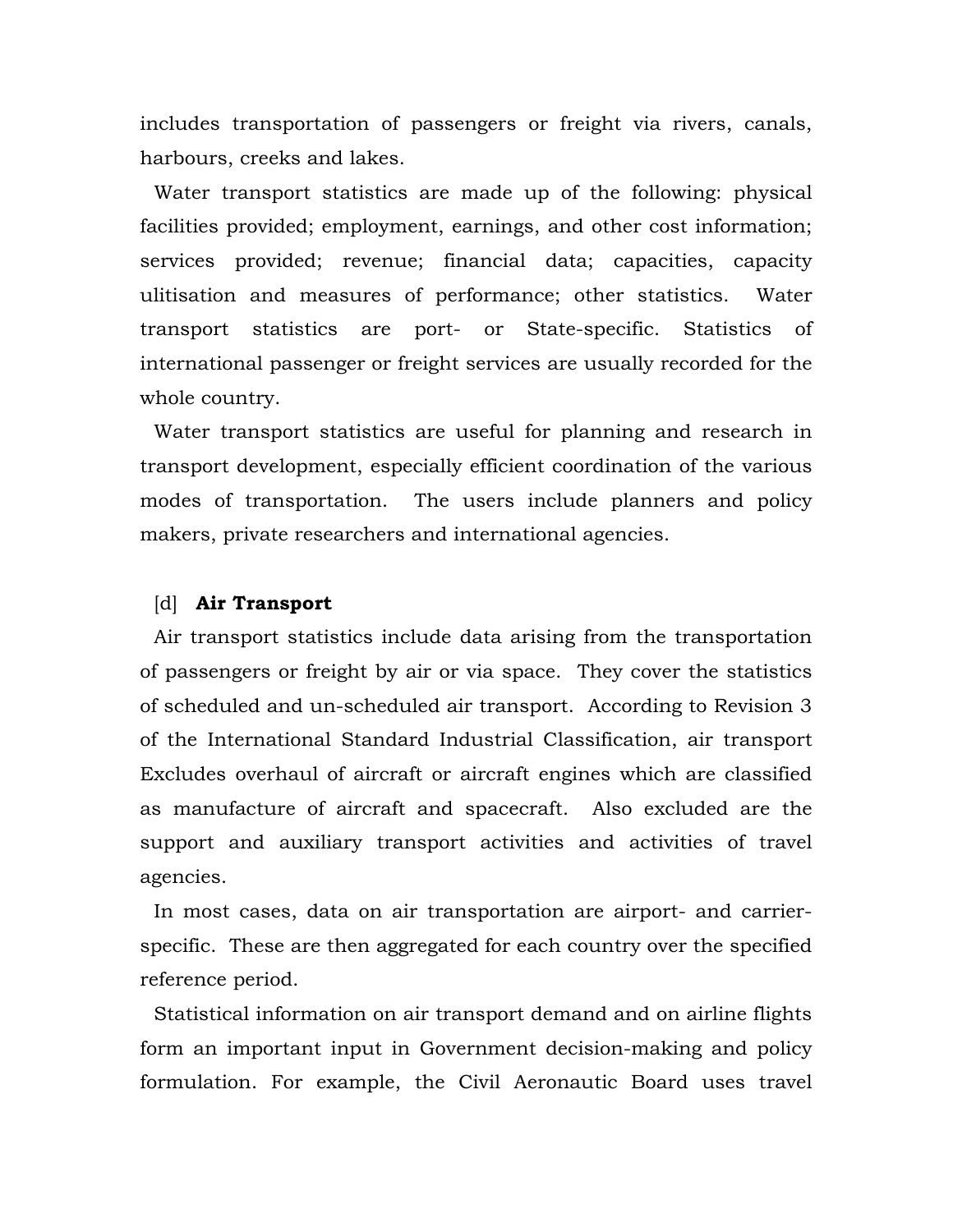includes transportation of passengers or freight via rivers, canals, harbours, creeks and lakes.

Water transport statistics are made up of the following: physical facilities provided; employment, earnings, and other cost information; services provided; revenue; financial data; capacities, capacity ulitisation and measures of performance; other statistics. Water transport statistics are port- or State-specific. Statistics of international passenger or freight services are usually recorded for the whole country.

Water transport statistics are useful for planning and research in transport development, especially efficient coordination of the various modes of transportation. The users include planners and policy makers, private researchers and international agencies.

### [d] **Air Transport**

Air transport statistics include data arising from the transportation of passengers or freight by air or via space. They cover the statistics of scheduled and un-scheduled air transport. According to Revision 3 of the International Standard Industrial Classification, air transport Excludes overhaul of aircraft or aircraft engines which are classified as manufacture of aircraft and spacecraft. Also excluded are the support and auxiliary transport activities and activities of travel agencies.

In most cases, data on air transportation are airport- and carrier-specific. These are then aggregated for each country over the specified reference period.

Statistical information on air transport demand and on airline flights form an important input in Government decision-making and policy formulation. For example, the Civil Aeronautic Board uses travel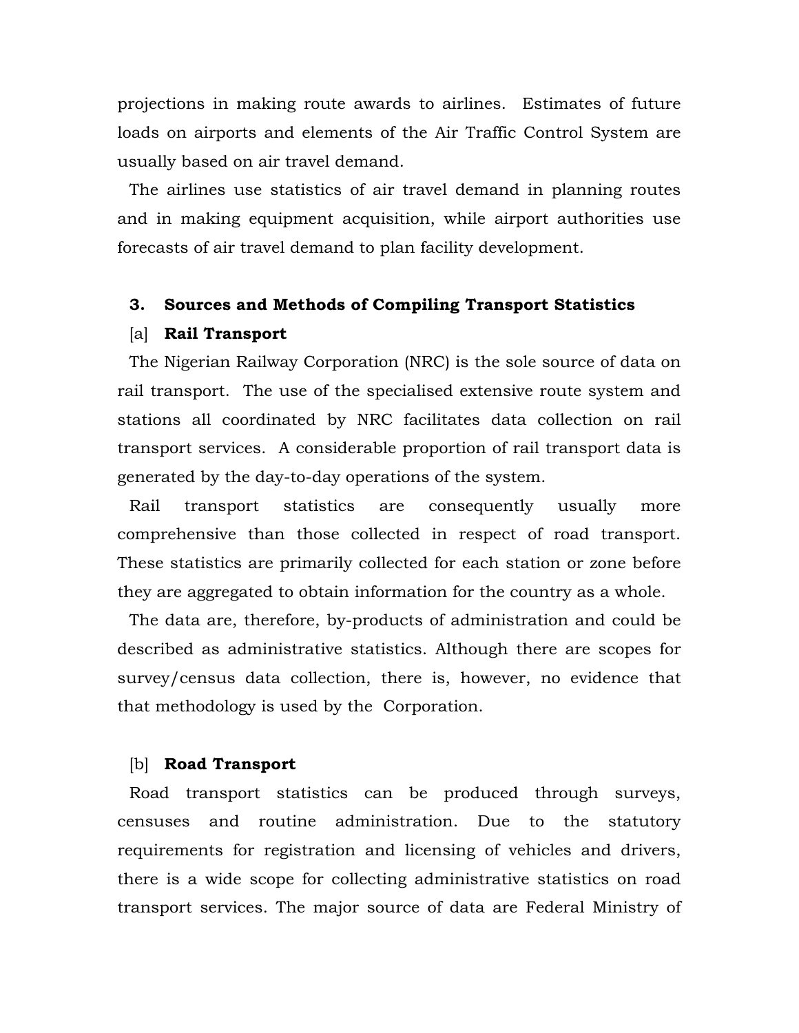projections in making route awards to airlines. Estimates of future loads on airports and elements of the Air Traffic Control System are usually based on air travel demand.

The airlines use statistics of air travel demand in planning routes and in making equipment acquisition, while airport authorities use forecasts of air travel demand to plan facility development.

## 3. Sources and Methods of Compiling Transport Statistics

### [a] Rail Transport

The Nigerian Railway Corporation (NRC) is the sole source of data on rail transport. The use of the specialised extensive route system and stations all coordinated by NRC facilitates data collection on rail transport services. A considerable proportion of rail transport data is generated by the day-to-day operations of the system.

Rail transport statistics are consequently usually more comprehensive than those collected in respect of road transport. These statistics are primarily collected for each station or zone before they are aggregated to obtain information for the country as a whole.

The data are, therefore, by-products of administration and could be described as administrative statistics. Although there are scopes for survey/census data collection, there is, however, no evidence that that methodology is used by the Corporation.

### [b] Road Transport

Road transport statistics can be produced through surveys, censuses and routine administration. Due to the statutory requirements for registration and licensing of vehicles and drivers, there is a wide scope for collecting administrative statistics on road transport services. The major source of data are Federal Ministry of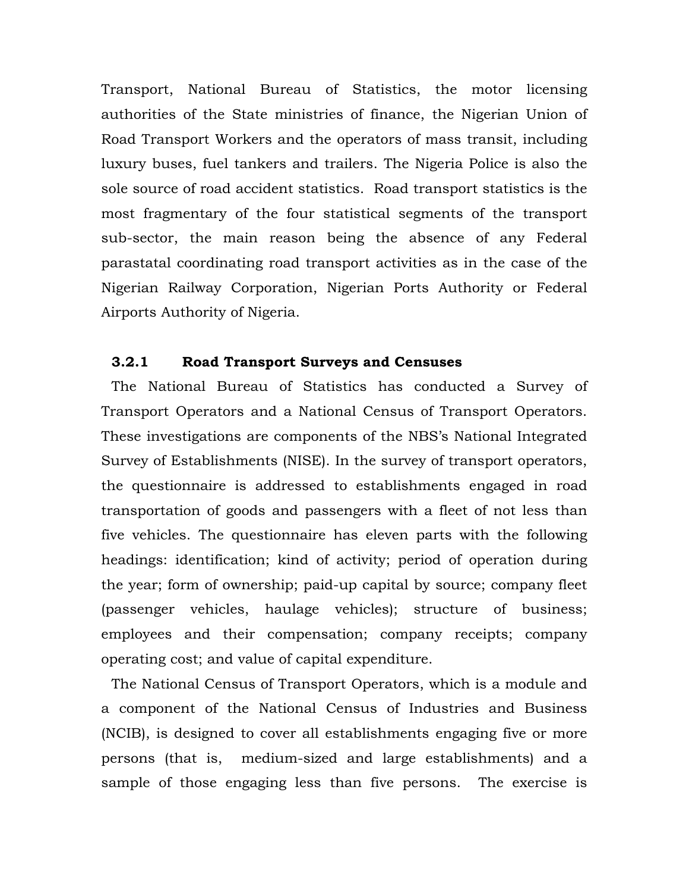Transport, National Bureau of Statistics, the motor licensing authorities of the State ministries of finance, the Nigerian Union of Road Transport Workers and the operators of mass transit, including luxury buses, fuel tankers and trailers. The Nigeria Police is also the sole source of road accident statistics. Road transport statistics is the most fragmentary of the four statistical segments of the transport sub-sector, the main reason being the absence of any Federal parastatal coordinating road transport activities as in the case of the Nigerian Railway Corporation, Nigerian Ports Authority or Federal Airports Authority of Nigeria.

### 3.2.1 Road Transport Surveys and Censuses

The National Bureau of Statistics has conducted a Survey of Transport Operators and a National Census of Transport Operators. These investigations are components of the NBS's National Integrated Survey of Establishments (NISE). In the survey of transport operators, the questionnaire is addressed to establishments engaged in road transportation of goods and passengers with a fleet of not less than five vehicles. The questionnaire has eleven parts with the following headings: identification; kind of activity; period of operation during the year; form of ownership; paid-up capital by source; company fleet (passenger vehicles, haulage vehicles); structure of business; employees and their compensation; company receipts; company operating cost; and value of capital expenditure.

The National Census of Transport Operators, which is a module and a component of the National Census of Industries and Business (NCIB), is designed to cover all establishments engaging five or more persons (that is, medium-sized and large establishments) and a sample of those engaging less than five persons. The exercise is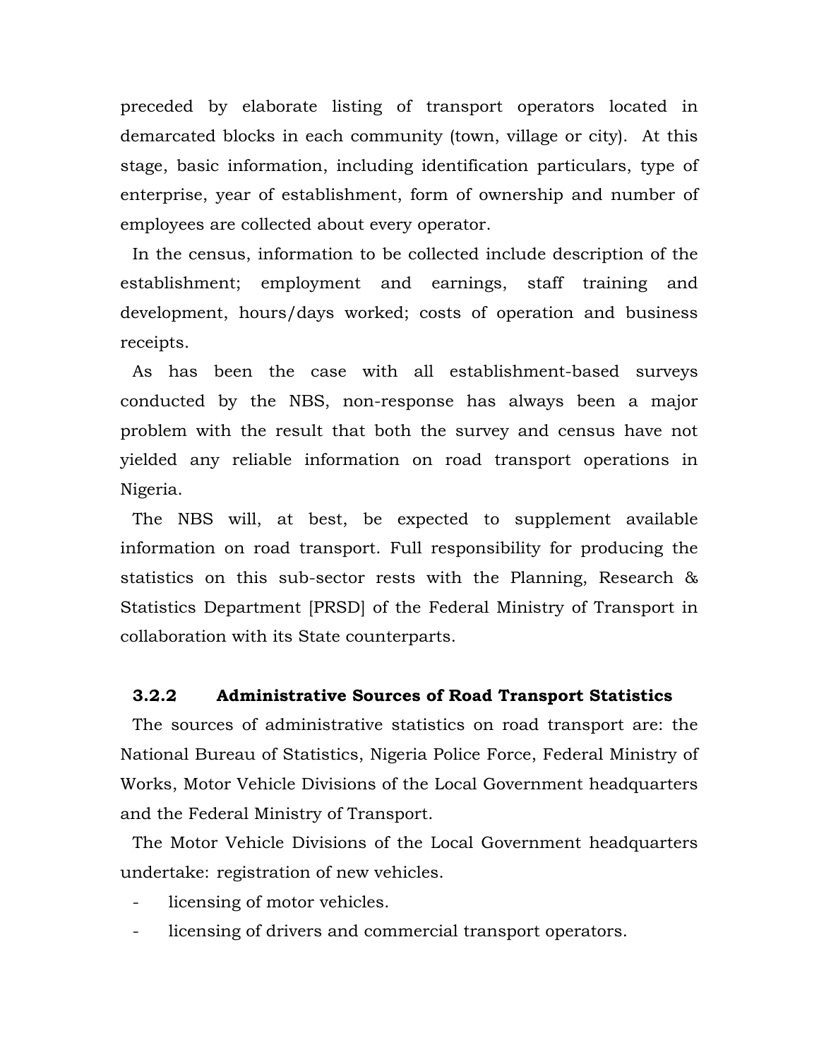preceded by elaborate listing of transport operators located in demarcated blocks in each community (town, village or city). At this stage, basic information, including identification particulars, type of enterprise, year of establishment, form of ownership and number of employees are collected about every operator.

In the census, information to be collected include description of the establishment; employment and earnings, staff training and development, hours/days worked; costs of operation and business receipts.

As has been the case with all establishment-based surveys conducted by the NBS, non-response has always been a major problem with the result that both the survey and census have not yielded any reliable information on road transport operations in Nigeria.

The NBS will, at best, be expected to supplement available information on road transport. Full responsibility for producing the statistics on this sub-sector rests with the Planning, Research & Statistics Department [PRSD] of the Federal Ministry of Transport in collaboration with its State counterparts.

### 3.2.2 Administrative Sources of Road Transport Statistics

The sources of administrative statistics on road transport are: the National Bureau of Statistics, Nigeria Police Force, Federal Ministry of Works, Motor Vehicle Divisions of the Local Government headquarters and the Federal Ministry of Transport.

The Motor Vehicle Divisions of the Local Government headquarters undertake: registration of new vehicles.

- licensing of motor vehicles.
- licensing of drivers and commercial transport operators.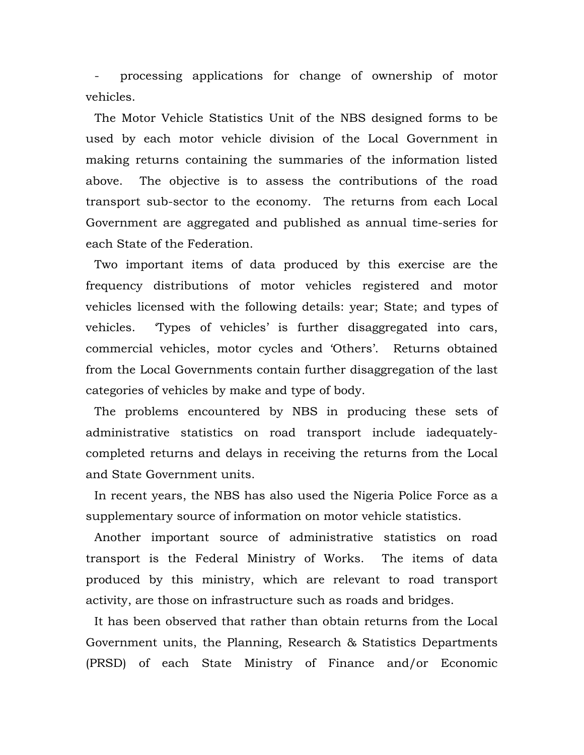- processing applications for change of ownership of motor vehicles.

The Motor Vehicle Statistics Unit of the NBS designed forms to be used by each motor vehicle division of the Local Government in making returns containing the summaries of the information listed above. The objective is to assess the contributions of the road transport sub-sector to the economy. The returns from each Local Government are aggregated and published as annual time-series for each State of the Federation.

Two important items of data produced by this exercise are the frequency distributions of motor vehicles registered and motor vehicles licensed with the following details: year; State; and types of vehicles. 'Types of vehicles' is further disaggregated into cars, commercial vehicles, motor cycles and 'Others'. Returns obtained from the Local Governments contain further disaggregation of the last categories of vehicles by make and type of body.

The problems encountered by NBS in producing these sets of administrative statistics on road transport include iadequately-completed returns and delays in receiving the returns from the Local and State Government units.

In recent years, the NBS has also used the Nigeria Police Force as a supplementary source of information on motor vehicle statistics.

Another important source of administrative statistics on road transport is the Federal Ministry of Works. The items of data produced by this ministry, which are relevant to road transport activity, are those on infrastructure such as roads and bridges.

It has been observed that rather than obtain returns from the Local Government units, the Planning, Research & Statistics Departments (PRSD) of each State Ministry of Finance and/or Economic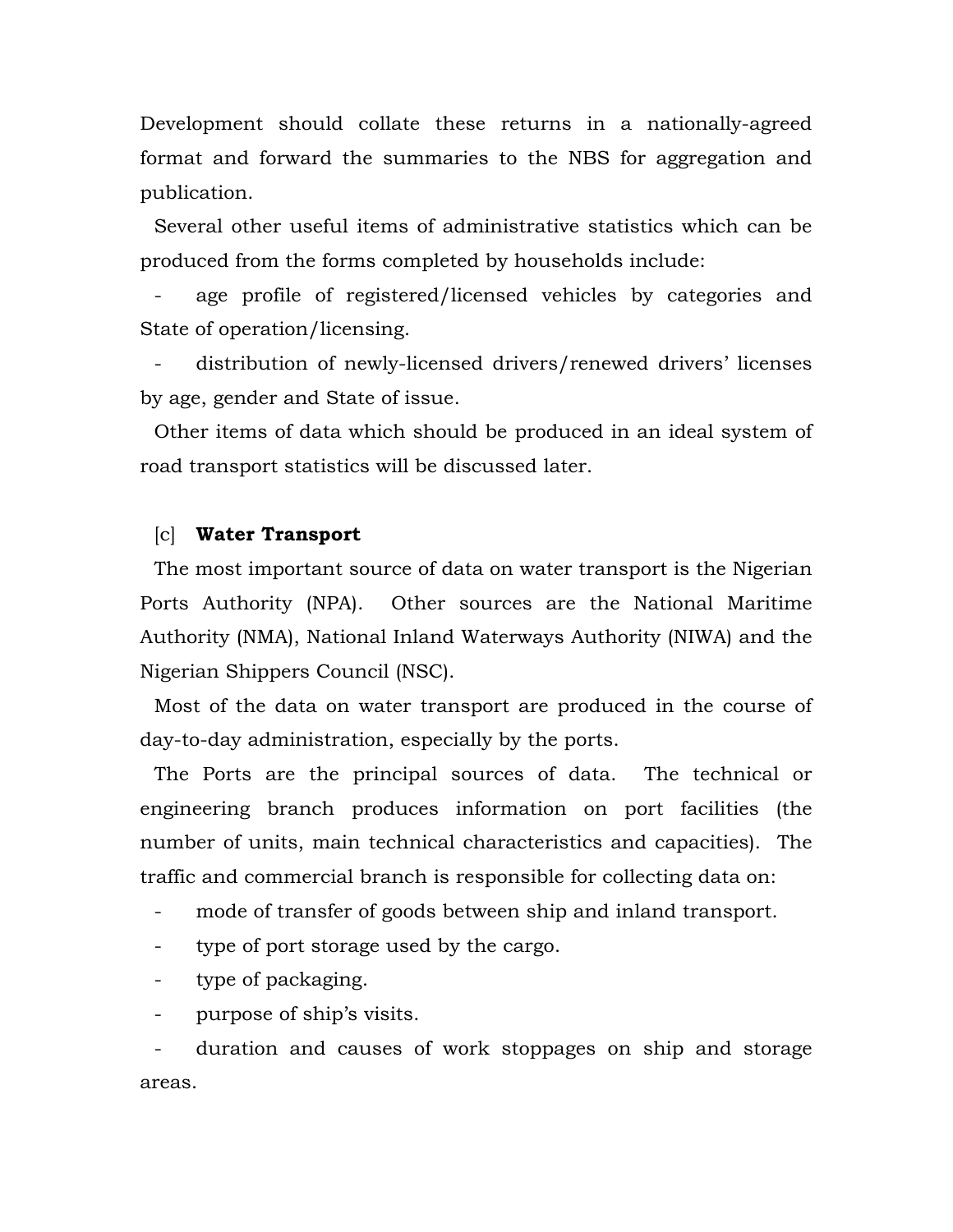Development should collate these returns in a nationally-agreed format and forward the summaries to the NBS for aggregation and publication.

Several other useful items of administrative statistics which can be produced from the forms completed by households include:

- age profile of registered/licensed vehicles by categories and State of operation/licensing.
- distribution of newly-licensed drivers/renewed drivers' licenses by age, gender and State of issue.

Other items of data which should be produced in an ideal system of road transport statistics will be discussed later.

[c] **Water Transport**

The most important source of data on water transport is the Nigerian Ports Authority (NPA). Other sources are the National Maritime Authority (NMA), National Inland Waterways Authority (NIWA) and the Nigerian Shippers Council (NSC).

Most of the data on water transport are produced in the course of day-to-day administration, especially by the ports.

The Ports are the principal sources of data. The technical or engineering branch produces information on port facilities (the number of units, main technical characteristics and capacities). The traffic and commercial branch is responsible for collecting data on:

- mode of transfer of goods between ship and inland transport.
- type of port storage used by the cargo.
- type of packaging.
- purpose of ship's visits.
- duration and causes of work stoppages on ship and storage areas.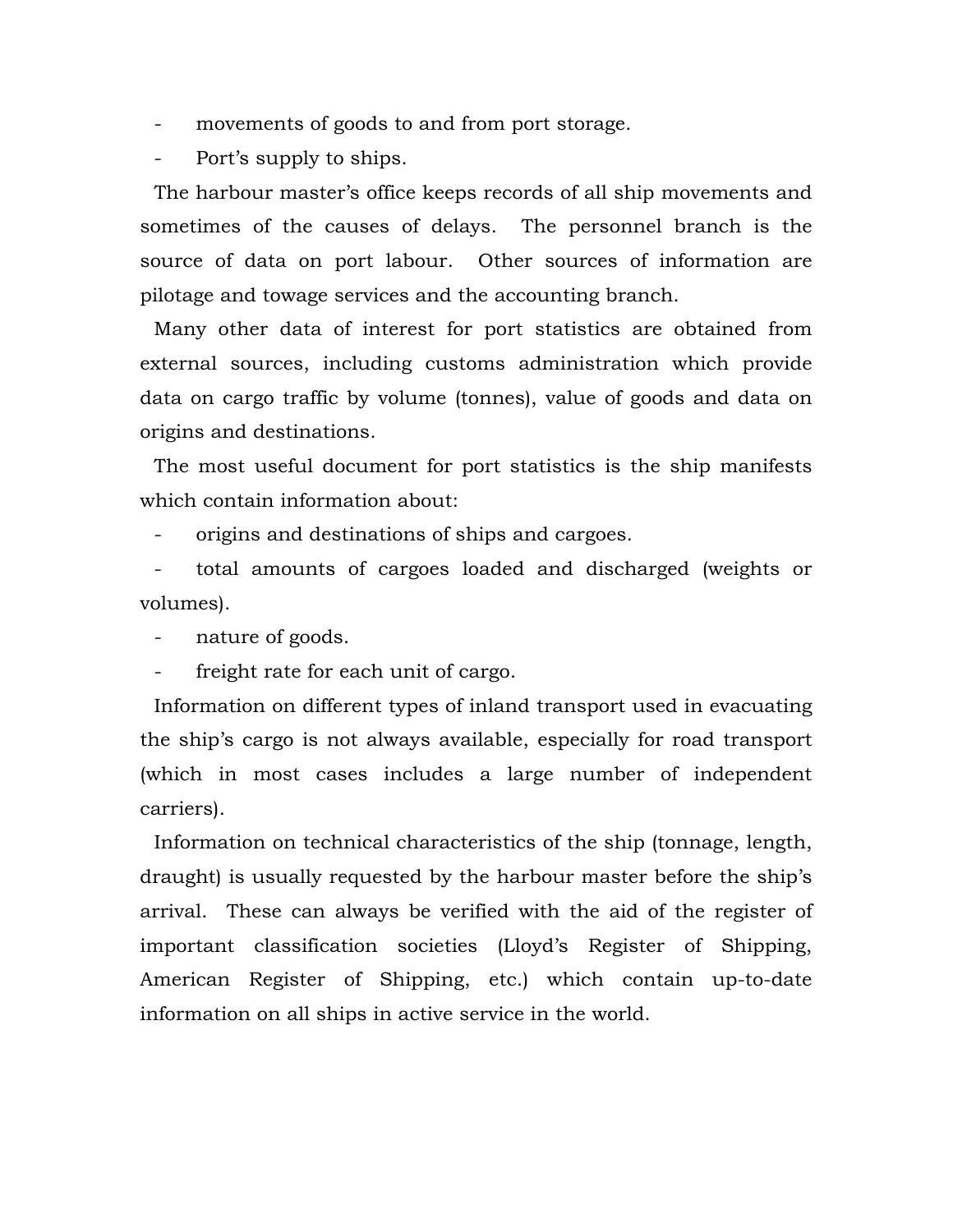- movements of goods to and from port storage.
- Port's supply to ships.

The harbour master's office keeps records of all ship movements and sometimes of the causes of delays. The personnel branch is the source of data on port labour. Other sources of information are pilotage and towage services and the accounting branch.

Many other data of interest for port statistics are obtained from external sources, including customs administration which provide data on cargo traffic by volume (tonnes), value of goods and data on origins and destinations.

The most useful document for port statistics is the ship manifests which contain information about:

- origins and destinations of ships and cargoes.
- total amounts of cargoes loaded and discharged (weights or volumes).
- nature of goods.
- freight rate for each unit of cargo.

Information on different types of inland transport used in evacuating the ship's cargo is not always available, especially for road transport (which in most cases includes a large number of independent carriers).

Information on technical characteristics of the ship (tonnage, length, draught) is usually requested by the harbour master before the ship's arrival. These can always be verified with the aid of the register of important classification societies (Lloyd's Register of Shipping, American Register of Shipping, etc.) which contain up-to-date information on all ships in active service in the world.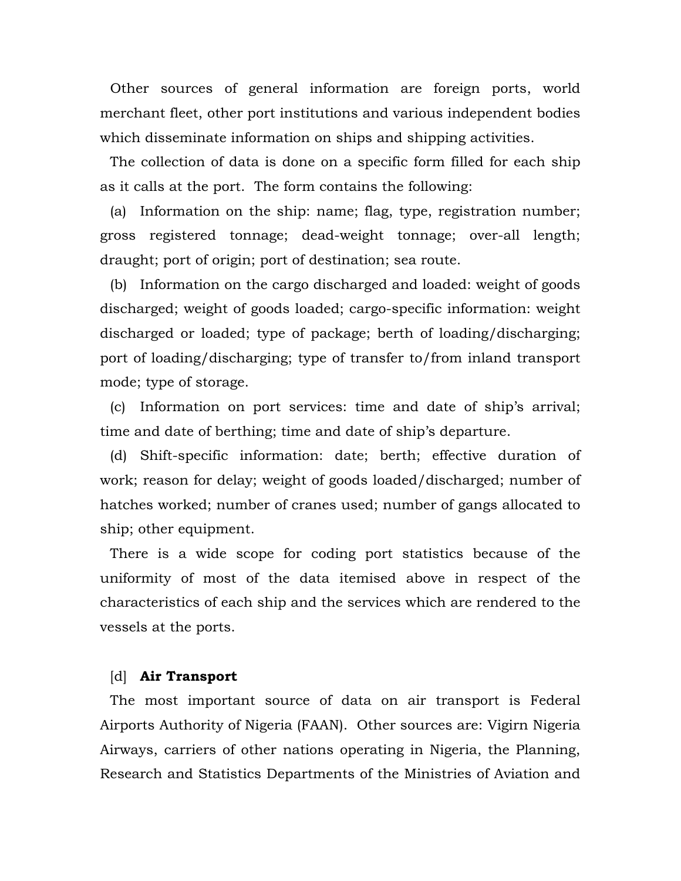Other sources of general information are foreign ports, world merchant fleet, other port institutions and various independent bodies which disseminate information on ships and shipping activities.

The collection of data is done on a specific form filled for each ship as it calls at the port. The form contains the following:

(a) Information on the ship: name; flag, type, registration number; gross registered tonnage; dead-weight tonnage; over-all length; draught; port of origin; port of destination; sea route.

(b) Information on the cargo discharged and loaded: weight of goods discharged; weight of goods loaded; cargo-specific information: weight discharged or loaded; type of package; berth of loading/discharging; port of loading/discharging; type of transfer to/from inland transport mode; type of storage.

(c) Information on port services: time and date of ship's arrival; time and date of berthing; time and date of ship's departure.

(d) Shift-specific information: date; berth; effective duration of work; reason for delay; weight of goods loaded/discharged; number of hatches worked; number of cranes used; number of gangs allocated to ship; other equipment.

There is a wide scope for coding port statistics because of the uniformity of most of the data itemised above in respect of the characteristics of each ship and the services which are rendered to the vessels at the ports.

[d] **Air Transport**

The most important source of data on air transport is Federal Airports Authority of Nigeria (FAAN). Other sources are: Vigirn Nigeria Airways, carriers of other nations operating in Nigeria, the Planning, Research and Statistics Departments of the Ministries of Aviation and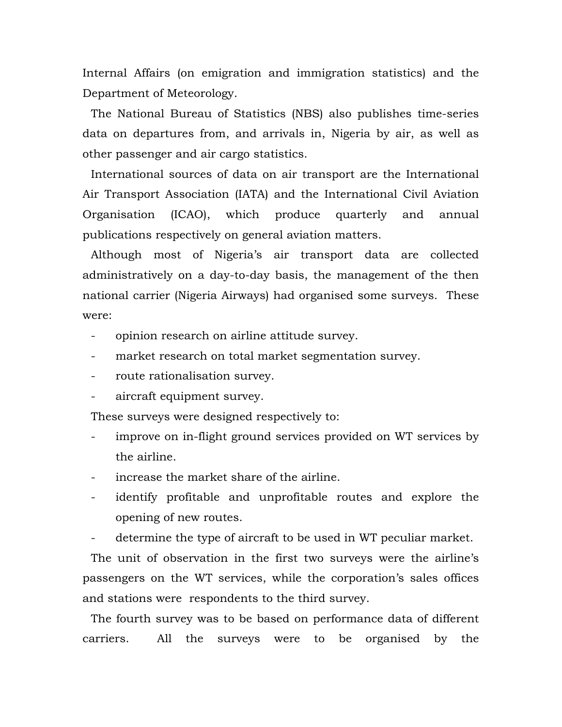Internal Affairs (on emigration and immigration statistics) and the Department of Meteorology.

The National Bureau of Statistics (NBS) also publishes time-series data on departures from, and arrivals in, Nigeria by air, as well as other passenger and air cargo statistics.

International sources of data on air transport are the International Air Transport Association (IATA) and the International Civil Aviation Organisation (ICAO), which produce quarterly and annual publications respectively on general aviation matters.

Although most of Nigeria's air transport data are collected administratively on a day-to-day basis, the management of the then national carrier (Nigeria Airways) had organised some surveys. These were:

- opinion research on airline attitude survey.
- market research on total market segmentation survey.
- route rationalisation survey.
- aircraft equipment survey.

These surveys were designed respectively to:

- improve on in-flight ground services provided on WT services by the airline.
- increase the market share of the airline.
- identify profitable and unprofitable routes and explore the opening of new routes.
- determine the type of aircraft to be used in WT peculiar market.

The unit of observation in the first two surveys were the airline's passengers on the WT services, while the corporation's sales offices and stations were respondents to the third survey.

The fourth survey was to be based on performance data of different carriers. All the surveys were to be organised by the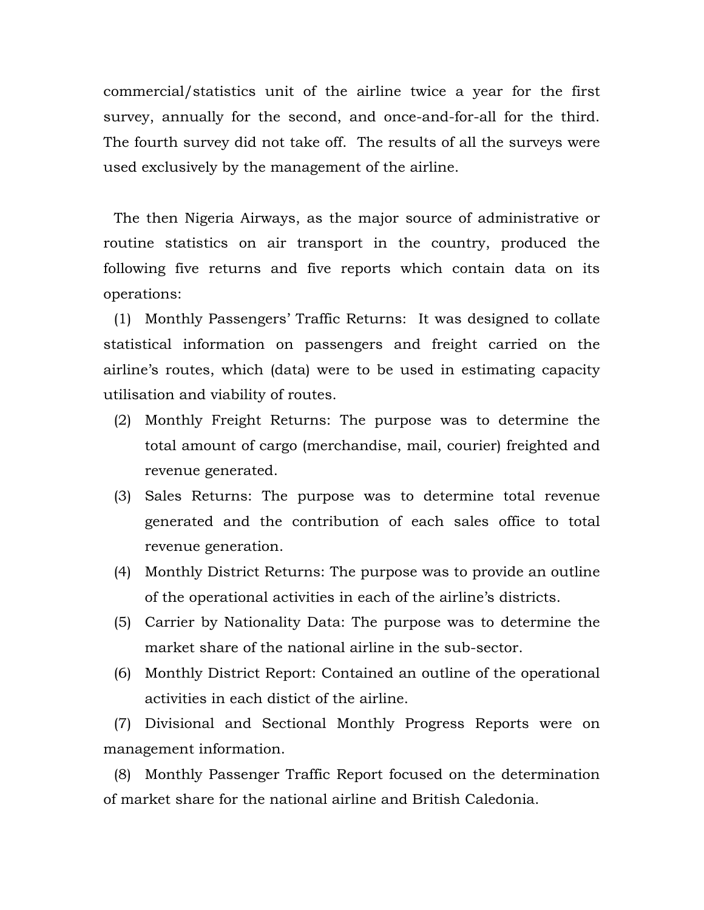commercial/statistics unit of the airline twice a year for the first survey, annually for the second, and once-and-for-all for the third. The fourth survey did not take off. The results of all the surveys were used exclusively by the management of the airline.

The then Nigeria Airways, as the major source of administrative or routine statistics on air transport in the country, produced the following five returns and five reports which contain data on its operations:

(1) Monthly Passengers' Traffic Returns: It was designed to collate statistical information on passengers and freight carried on the airline's routes, which (data) were to be used in estimating capacity utilisation and viability of routes.

(2) Monthly Freight Returns: The purpose was to determine the total amount of cargo (merchandise, mail, courier) freighted and revenue generated.

(3) Sales Returns: The purpose was to determine total revenue generated and the contribution of each sales office to total revenue generation.

(4) Monthly District Returns: The purpose was to provide an outline of the operational activities in each of the airline's districts.

(5) Carrier by Nationality Data: The purpose was to determine the market share of the national airline in the sub-sector.

(6) Monthly District Report: Contained an outline of the operational activities in each distict of the airline.

(7) Divisional and Sectional Monthly Progress Reports were on management information.

(8) Monthly Passenger Traffic Report focused on the determination of market share for the national airline and British Caledonia.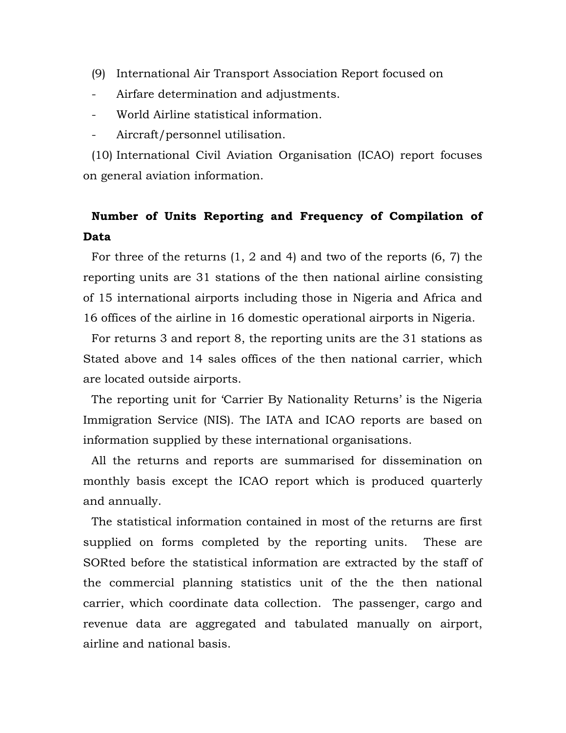(9) International Air Transport Association Report focused on

- Airfare determination and adjustments.
- World Airline statistical information.
- Aircraft/personnel utilisation.

(10) International Civil Aviation Organisation (ICAO) report focuses on general aviation information.

**Number of Units Reporting and Frequency of Compilation of Data**

For three of the returns (1, 2 and 4) and two of the reports (6, 7) the reporting units are 31 stations of the then national airline consisting of 15 international airports including those in Nigeria and Africa and 16 offices of the airline in 16 domestic operational airports in Nigeria.

For returns 3 and report 8, the reporting units are the 31 stations as Stated above and 14 sales offices of the then national carrier, which are located outside airports.

The reporting unit for 'Carrier By Nationality Returns' is the Nigeria Immigration Service (NIS). The IATA and ICAO reports are based on information supplied by these international organisations.

All the returns and reports are summarised for dissemination on monthly basis except the ICAO report which is produced quarterly and annually.

The statistical information contained in most of the returns are first supplied on forms completed by the reporting units. These are SORted before the statistical information are extracted by the staff of the commercial planning statistics unit of the the then national carrier, which coordinate data collection. The passenger, cargo and revenue data are aggregated and tabulated manually on airport, airline and national basis.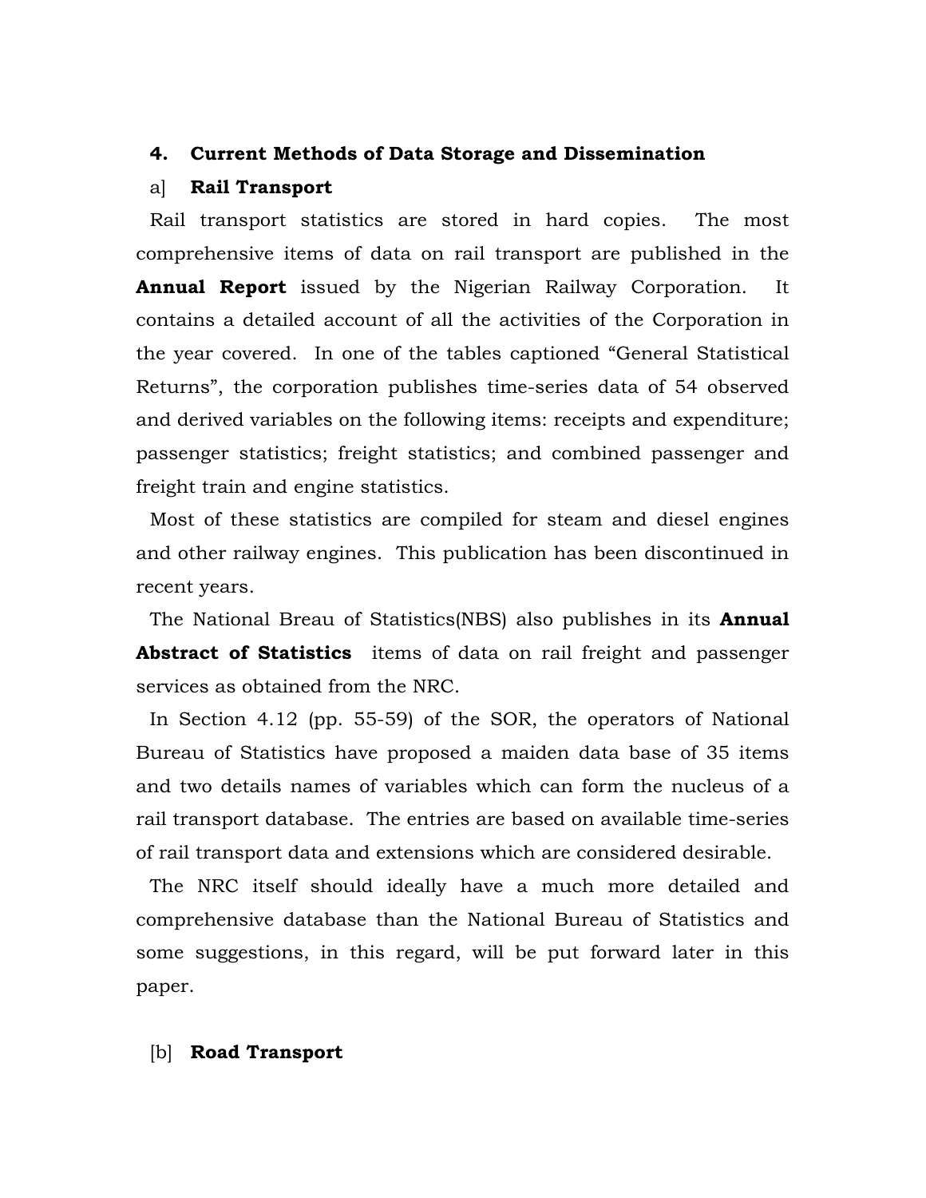## 4. Current Methods of Data Storage and Dissemination

### a] Rail Transport

Rail transport statistics are stored in hard copies. The most comprehensive items of data on rail transport are published in the **Annual Report** issued by the Nigerian Railway Corporation. It contains a detailed account of all the activities of the Corporation in the year covered. In one of the tables captioned "General Statistical Returns", the corporation publishes time-series data of 54 observed and derived variables on the following items: receipts and expenditure; passenger statistics; freight statistics; and combined passenger and freight train and engine statistics.

Most of these statistics are compiled for steam and diesel engines and other railway engines. This publication has been discontinued in recent years.

The National Breau of Statistics(NBS) also publishes in its **Annual Abstract of Statistics** items of data on rail freight and passenger services as obtained from the NRC.

In Section 4.12 (pp. 55-59) of the SOR, the operators of National Bureau of Statistics have proposed a maiden data base of 35 items and two details names of variables which can form the nucleus of a rail transport database. The entries are based on available time-series of rail transport data and extensions which are considered desirable.

The NRC itself should ideally have a much more detailed and comprehensive database than the National Bureau of Statistics and some suggestions, in this regard, will be put forward later in this paper.

### [b] Road Transport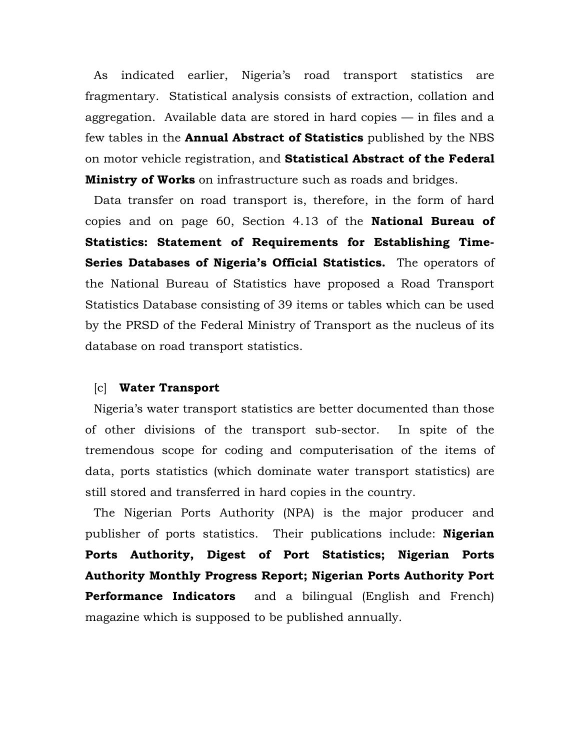As indicated earlier, Nigeria's road transport statistics are fragmentary. Statistical analysis consists of extraction, collation and aggregation. Available data are stored in hard copies — in files and a few tables in the **Annual Abstract of Statistics** published by the NBS on motor vehicle registration, and **Statistical Abstract of the Federal Ministry of Works** on infrastructure such as roads and bridges.

Data transfer on road transport is, therefore, in the form of hard copies and on page 60, Section 4.13 of the **National Bureau of Statistics: Statement of Requirements for Establishing Time-Series Databases of Nigeria's Official Statistics.** The operators of the National Bureau of Statistics have proposed a Road Transport Statistics Database consisting of 39 items or tables which can be used by the PRSD of the Federal Ministry of Transport as the nucleus of its database on road transport statistics.

### [c] Water Transport

Nigeria's water transport statistics are better documented than those of other divisions of the transport sub-sector. In spite of the tremendous scope for coding and computerisation of the items of data, ports statistics (which dominate water transport statistics) are still stored and transferred in hard copies in the country.

The Nigerian Ports Authority (NPA) is the major producer and publisher of ports statistics. Their publications include: **Nigerian Ports Authority, Digest of Port Statistics; Nigerian Ports Authority Monthly Progress Report; Nigerian Ports Authority Port Performance Indicators** and a bilingual (English and French) magazine which is supposed to be published annually.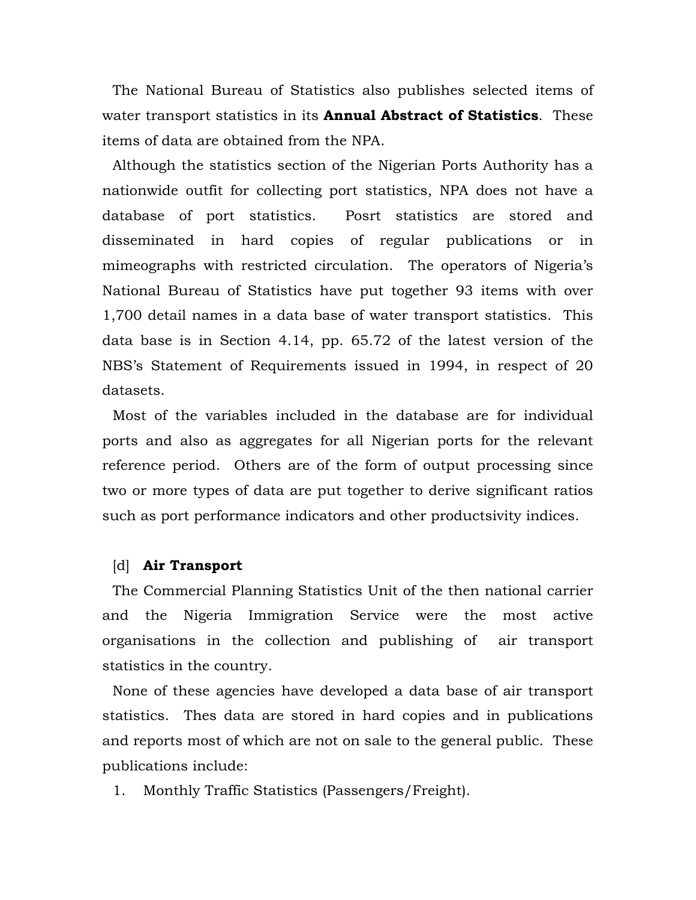The National Bureau of Statistics also publishes selected items of water transport statistics in its **Annual Abstract of Statistics**. These items of data are obtained from the NPA.

Although the statistics section of the Nigerian Ports Authority has a nationwide outfit for collecting port statistics, NPA does not have a database of port statistics. Posrt statistics are stored and disseminated in hard copies of regular publications or in mimeographs with restricted circulation. The operators of Nigeria's National Bureau of Statistics have put together 93 items with over 1,700 detail names in a data base of water transport statistics. This data base is in Section 4.14, pp. 65.72 of the latest version of the NBS's Statement of Requirements issued in 1994, in respect of 20 datasets.

Most of the variables included in the database are for individual ports and also as aggregates for all Nigerian ports for the relevant reference period. Others are of the form of output processing since two or more types of data are put together to derive significant ratios such as port performance indicators and other productsivity indices.

[d] **Air Transport**

The Commercial Planning Statistics Unit of the then national carrier and the Nigeria Immigration Service were the most active organisations in the collection and publishing of air transport statistics in the country.

None of these agencies have developed a data base of air transport statistics. Thes data are stored in hard copies and in publications and reports most of which are not on sale to the general public. These publications include:

1. Monthly Traffic Statistics (Passengers/Freight).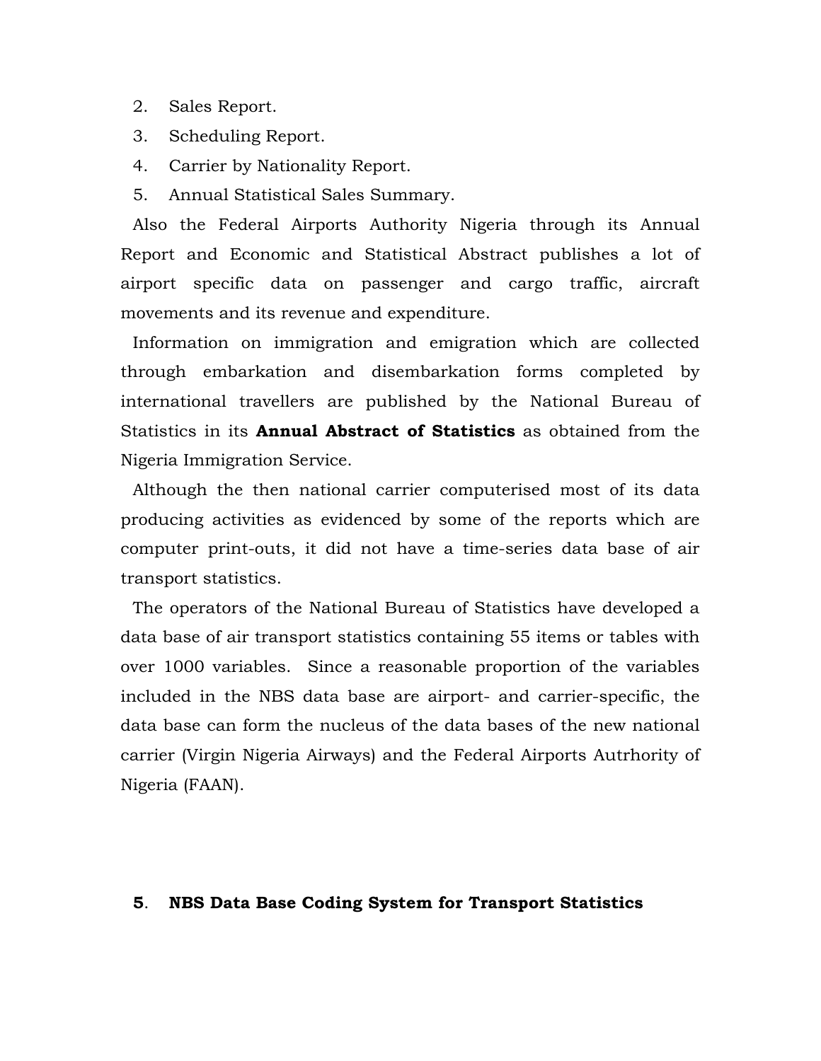2. Sales Report.
3. Scheduling Report.
4. Carrier by Nationality Report.
5. Annual Statistical Sales Summary.

Also the Federal Airports Authority Nigeria through its Annual Report and Economic and Statistical Abstract publishes a lot of airport specific data on passenger and cargo traffic, aircraft movements and its revenue and expenditure.

Information on immigration and emigration which are collected through embarkation and disembarkation forms completed by international travellers are published by the National Bureau of Statistics in its **Annual Abstract of Statistics** as obtained from the Nigeria Immigration Service.

Although the then national carrier computerised most of its data producing activities as evidenced by some of the reports which are computer print-outs, it did not have a time-series data base of air transport statistics.

The operators of the National Bureau of Statistics have developed a data base of air transport statistics containing 55 items or tables with over 1000 variables. Since a reasonable proportion of the variables included in the NBS data base are airport- and carrier-specific, the data base can form the nucleus of the data bases of the new national carrier (Virgin Nigeria Airways) and the Federal Airports Autrhority of Nigeria (FAAN).

## 5. NBS Data Base Coding System for Transport Statistics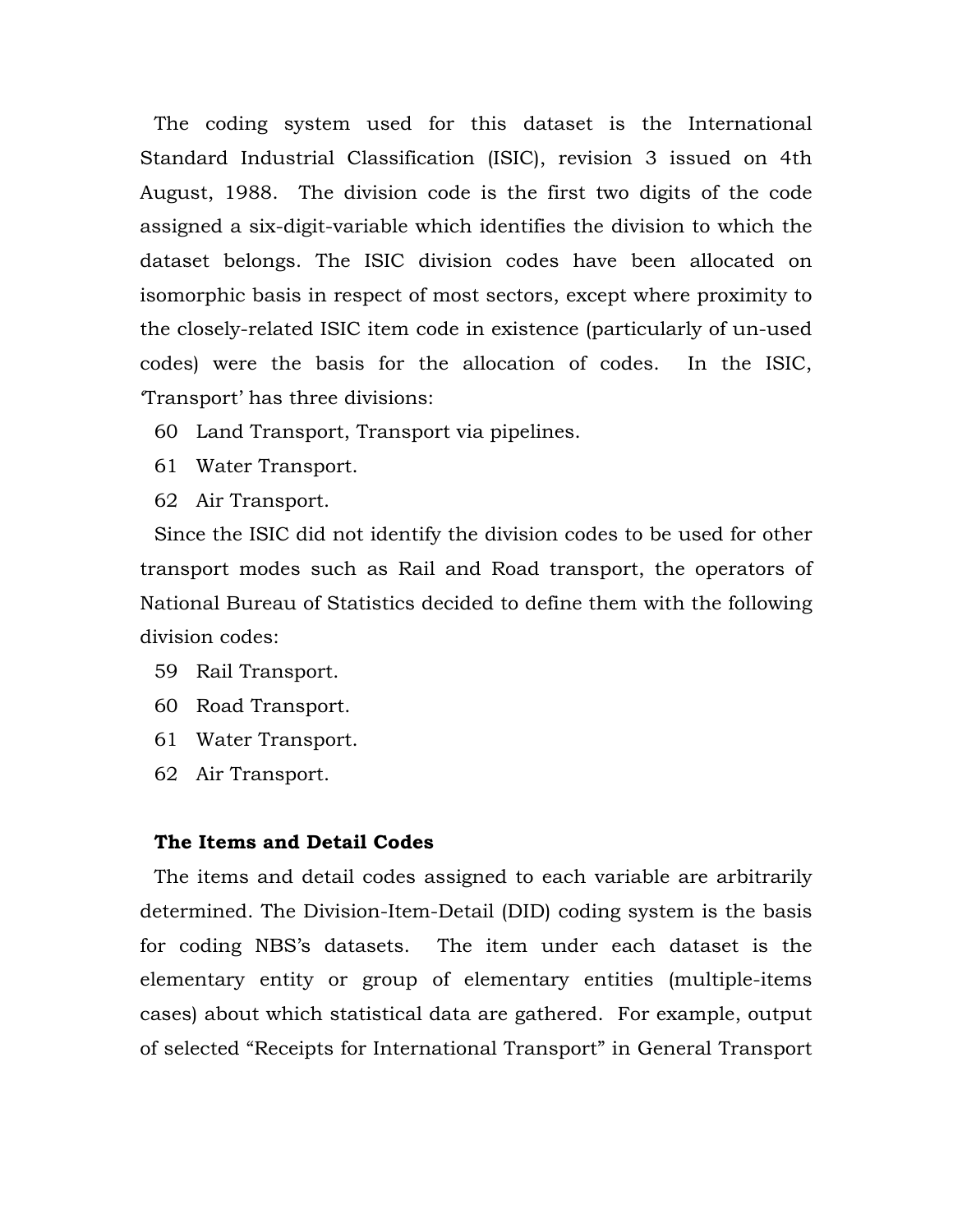The coding system used for this dataset is the International Standard Industrial Classification (ISIC), revision 3 issued on 4th August, 1988. The division code is the first two digits of the code assigned a six-digit-variable which identifies the division to which the dataset belongs. The ISIC division codes have been allocated on isomorphic basis in respect of most sectors, except where proximity to the closely-related ISIC item code in existence (particularly of un-used codes) were the basis for the allocation of codes. In the ISIC, 'Transport' has three divisions:

60 Land Transport, Transport via pipelines.

61 Water Transport.

62 Air Transport.

Since the ISIC did not identify the division codes to be used for other transport modes such as Rail and Road transport, the operators of National Bureau of Statistics decided to define them with the following division codes:

59 Rail Transport.

60 Road Transport.

61 Water Transport.

62 Air Transport.

### The Items and Detail Codes

The items and detail codes assigned to each variable are arbitrarily determined. The Division-Item-Detail (DID) coding system is the basis for coding NBS's datasets. The item under each dataset is the elementary entity or group of elementary entities (multiple-items cases) about which statistical data are gathered. For example, output of selected "Receipts for International Transport" in General Transport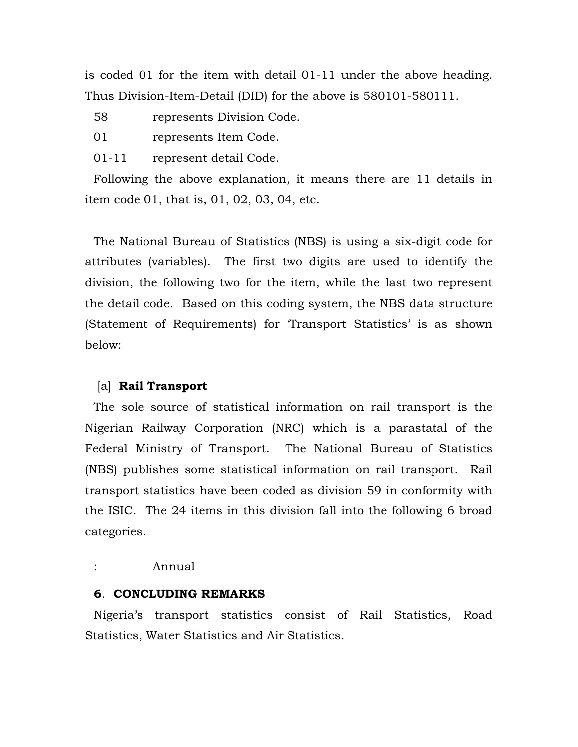is coded 01 for the item with detail 01-11 under the above heading. Thus Division-Item-Detail (DID) for the above is 580101-580111.

58 represents Division Code.

01 represents Item Code.

01-11 represent detail Code.

Following the above explanation, it means there are 11 details in item code 01, that is, 01, 02, 03, 04, etc.

The National Bureau of Statistics (NBS) is using a six-digit code for attributes (variables). The first two digits are used to identify the division, the following two for the item, while the last two represent the detail code. Based on this coding system, the NBS data structure (Statement of Requirements) for 'Transport Statistics' is as shown below:

[a] **Rail Transport**

The sole source of statistical information on rail transport is the Nigerian Railway Corporation (NRC) which is a parastatal of the Federal Ministry of Transport. The National Bureau of Statistics (NBS) publishes some statistical information on rail transport. Rail transport statistics have been coded as division 59 in conformity with the ISIC. The 24 items in this division fall into the following 6 broad categories.

: Annual

## 6. CONCLUDING REMARKS

Nigeria's transport statistics consist of Rail Statistics, Road Statistics, Water Statistics and Air Statistics.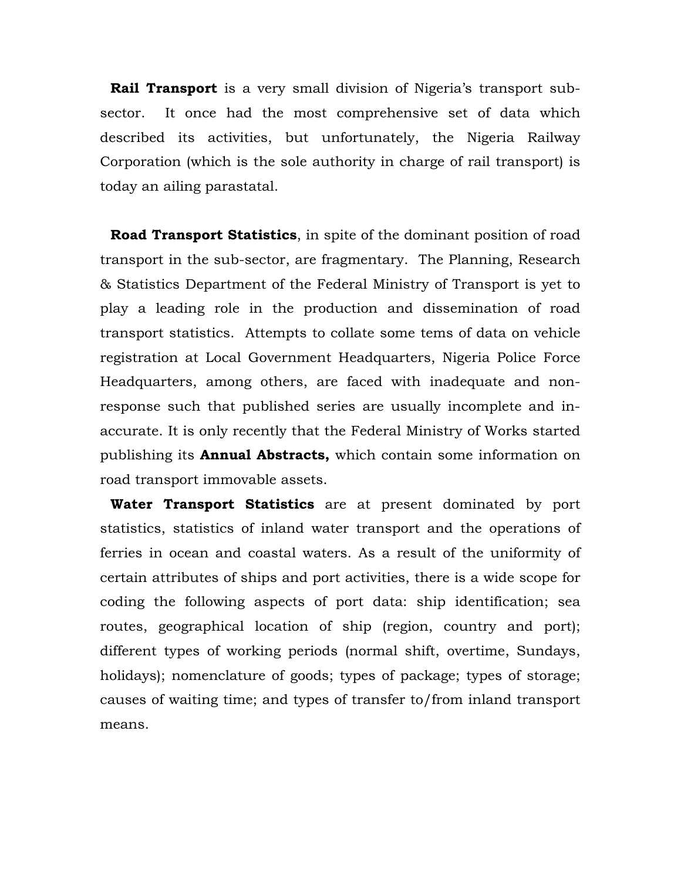**Rail Transport** is a very small division of Nigeria's transport sub-sector. It once had the most comprehensive set of data which described its activities, but unfortunately, the Nigeria Railway Corporation (which is the sole authority in charge of rail transport) is today an ailing parastatal.

**Road Transport Statistics**, in spite of the dominant position of road transport in the sub-sector, are fragmentary. The Planning, Research & Statistics Department of the Federal Ministry of Transport is yet to play a leading role in the production and dissemination of road transport statistics. Attempts to collate some tems of data on vehicle registration at Local Government Headquarters, Nigeria Police Force Headquarters, among others, are faced with inadequate and non-response such that published series are usually incomplete and in-accurate. It is only recently that the Federal Ministry of Works started publishing its **Annual Abstracts,** which contain some information on road transport immovable assets.

**Water Transport Statistics** are at present dominated by port statistics, statistics of inland water transport and the operations of ferries in ocean and coastal waters. As a result of the uniformity of certain attributes of ships and port activities, there is a wide scope for coding the following aspects of port data: ship identification; sea routes, geographical location of ship (region, country and port); different types of working periods (normal shift, overtime, Sundays, holidays); nomenclature of goods; types of package; types of storage; causes of waiting time; and types of transfer to/from inland transport means.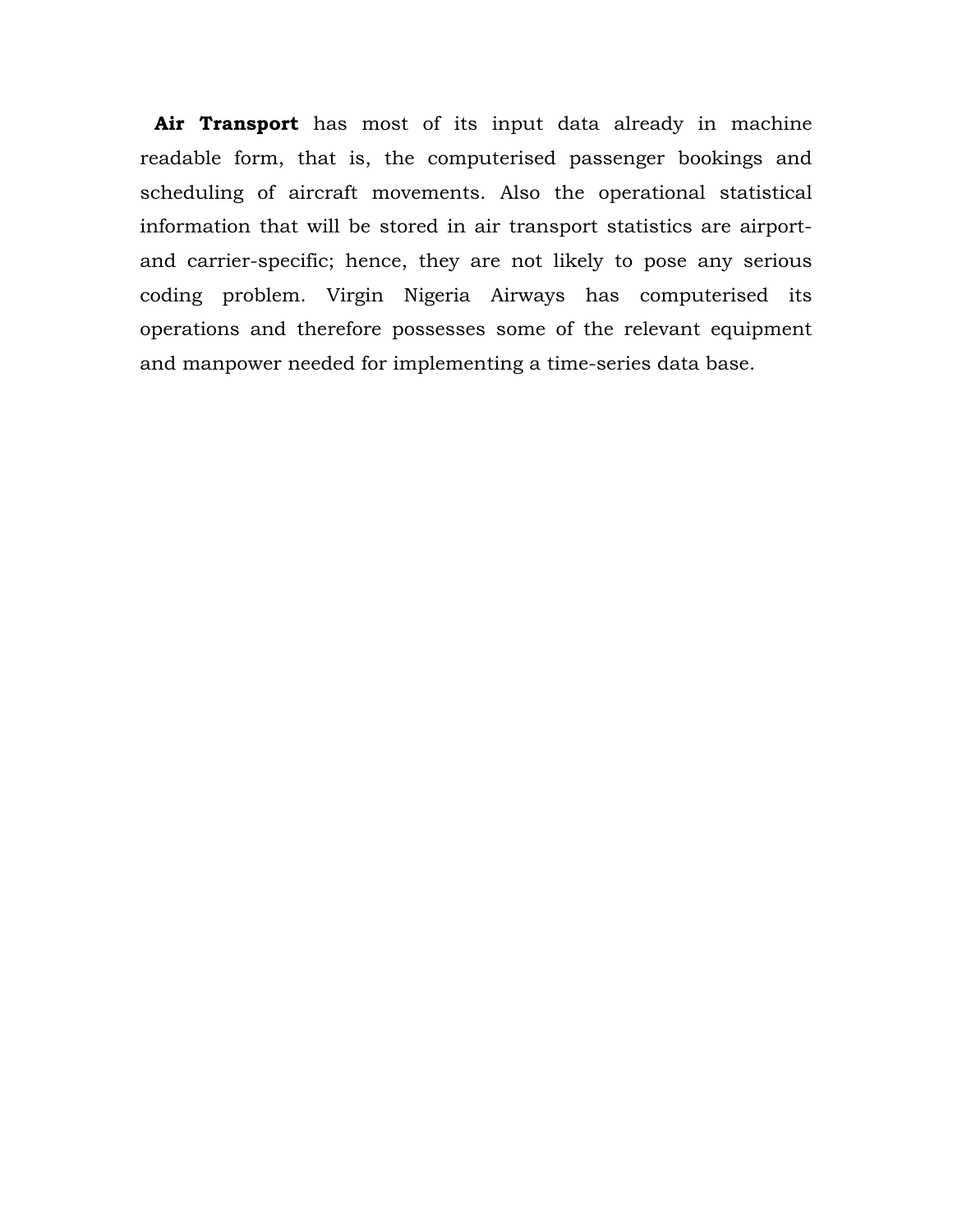**Air Transport** has most of its input data already in machine readable form, that is, the computerised passenger bookings and scheduling of aircraft movements. Also the operational statistical information that will be stored in air transport statistics are airport- and carrier-specific; hence, they are not likely to pose any serious coding problem. Virgin Nigeria Airways has computerised its operations and therefore possesses some of the relevant equipment and manpower needed for implementing a time-series data base.